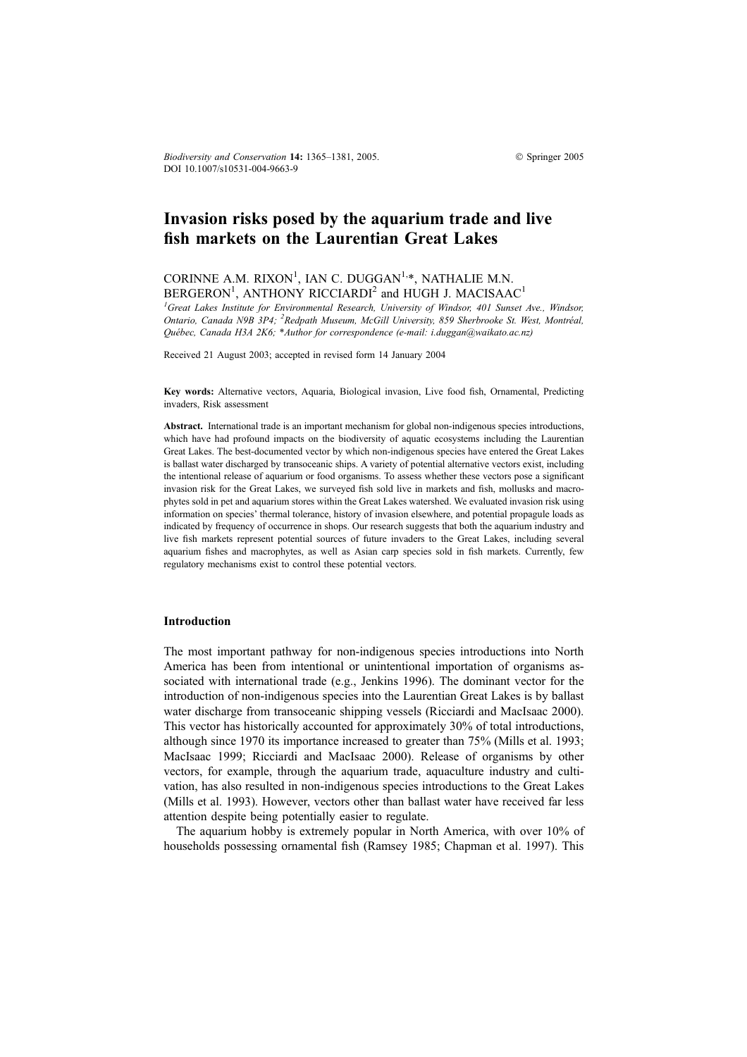Biodiversity and Conservation **14:** 1365–1381, 2005.
DOI 10.1007/s10531-004-9663-9

© Springer 2005

# Invasion risks posed by the aquarium trade and live fish markets on the Laurentian Great Lakes

CORINNE A.M. RIXON[1], IAN C. DUGGAN[1,*], NATHALIE M.N. BERGERON[1], ANTHONY RICCIARDI[2] and HUGH J. MACISAAC[1]

*[1]Great Lakes Institute for Environmental Research, University of Windsor, 401 Sunset Ave., Windsor, Ontario, Canada N9B 3P4; [2]Redpath Museum, McGill University, 859 Sherbrooke St. West, Montréal, Québec, Canada H3A 2K6; \*Author for correspondence (e-mail: i.duggan@waikato.ac.nz)*

Received 21 August 2003; accepted in revised form 14 January 2004

**Key words:** Alternative vectors, Aquaria, Biological invasion, Live food fish, Ornamental, Predicting invaders, Risk assessment

**Abstract.** International trade is an important mechanism for global non-indigenous species introductions, which have had profound impacts on the biodiversity of aquatic ecosystems including the Laurentian Great Lakes. The best-documented vector by which non-indigenous species have entered the Great Lakes is ballast water discharged by transoceanic ships. A variety of potential alternative vectors exist, including the intentional release of aquarium or food organisms. To assess whether these vectors pose a significant invasion risk for the Great Lakes, we surveyed fish sold live in markets and fish, mollusks and macrophytes sold in pet and aquarium stores within the Great Lakes watershed. We evaluated invasion risk using information on species' thermal tolerance, history of invasion elsewhere, and potential propagule loads as indicated by frequency of occurrence in shops. Our research suggests that both the aquarium industry and live fish markets represent potential sources of future invaders to the Great Lakes, including several aquarium fishes and macrophytes, as well as Asian carp species sold in fish markets. Currently, few regulatory mechanisms exist to control these potential vectors.

## Introduction

The most important pathway for non-indigenous species introductions into North America has been from intentional or unintentional importation of organisms associated with international trade (e.g., Jenkins 1996). The dominant vector for the introduction of non-indigenous species into the Laurentian Great Lakes is by ballast water discharge from transoceanic shipping vessels (Ricciardi and MacIsaac 2000). This vector has historically accounted for approximately 30% of total introductions, although since 1970 its importance increased to greater than 75% (Mills et al. 1993; MacIsaac 1999; Ricciardi and MacIsaac 2000). Release of organisms by other vectors, for example, through the aquarium trade, aquaculture industry and cultivation, has also resulted in non-indigenous species introductions to the Great Lakes (Mills et al. 1993). However, vectors other than ballast water have received far less attention despite being potentially easier to regulate.

The aquarium hobby is extremely popular in North America, with over 10% of households possessing ornamental fish (Ramsey 1985; Chapman et al. 1997). This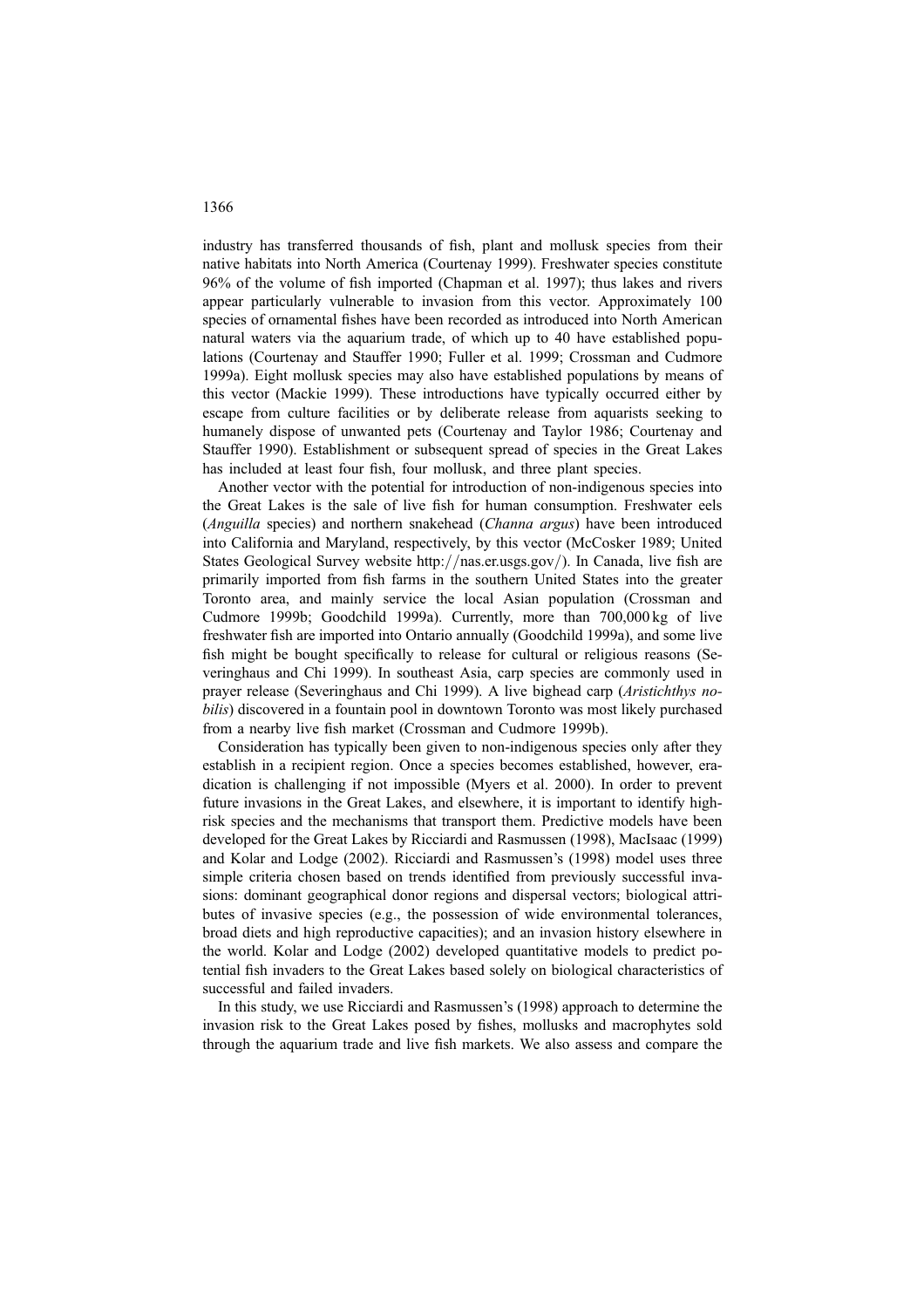industry has transferred thousands of fish, plant and mollusk species from their native habitats into North America (Courtenay 1999). Freshwater species constitute 96% of the volume of fish imported (Chapman et al. 1997); thus lakes and rivers appear particularly vulnerable to invasion from this vector. Approximately 100 species of ornamental fishes have been recorded as introduced into North American natural waters via the aquarium trade, of which up to 40 have established populations (Courtenay and Stauffer 1990; Fuller et al. 1999; Crossman and Cudmore 1999a). Eight mollusk species may also have established populations by means of this vector (Mackie 1999). These introductions have typically occurred either by escape from culture facilities or by deliberate release from aquarists seeking to humanely dispose of unwanted pets (Courtenay and Taylor 1986; Courtenay and Stauffer 1990). Establishment or subsequent spread of species in the Great Lakes has included at least four fish, four mollusk, and three plant species.

Another vector with the potential for introduction of non-indigenous species into the Great Lakes is the sale of live fish for human consumption. Freshwater eels (*Anguilla* species) and northern snakehead (*Channa argus*) have been introduced into California and Maryland, respectively, by this vector (McCosker 1989; United States Geological Survey website http://nas.er.usgs.gov/). In Canada, live fish are primarily imported from fish farms in the southern United States into the greater Toronto area, and mainly service the local Asian population (Crossman and Cudmore 1999b; Goodchild 1999a). Currently, more than 700,000 kg of live freshwater fish are imported into Ontario annually (Goodchild 1999a), and some live fish might be bought specifically to release for cultural or religious reasons (Severinghaus and Chi 1999). In southeast Asia, carp species are commonly used in prayer release (Severinghaus and Chi 1999). A live bighead carp (*Aristichthys nobilis*) discovered in a fountain pool in downtown Toronto was most likely purchased from a nearby live fish market (Crossman and Cudmore 1999b).

Consideration has typically been given to non-indigenous species only after they establish in a recipient region. Once a species becomes established, however, eradication is challenging if not impossible (Myers et al. 2000). In order to prevent future invasions in the Great Lakes, and elsewhere, it is important to identify high-risk species and the mechanisms that transport them. Predictive models have been developed for the Great Lakes by Ricciardi and Rasmussen (1998), MacIsaac (1999) and Kolar and Lodge (2002). Ricciardi and Rasmussen's (1998) model uses three simple criteria chosen based on trends identified from previously successful invasions: dominant geographical donor regions and dispersal vectors; biological attributes of invasive species (e.g., the possession of wide environmental tolerances, broad diets and high reproductive capacities); and an invasion history elsewhere in the world. Kolar and Lodge (2002) developed quantitative models to predict potential fish invaders to the Great Lakes based solely on biological characteristics of successful and failed invaders.

In this study, we use Ricciardi and Rasmussen's (1998) approach to determine the invasion risk to the Great Lakes posed by fishes, mollusks and macrophytes sold through the aquarium trade and live fish markets. We also assess and compare the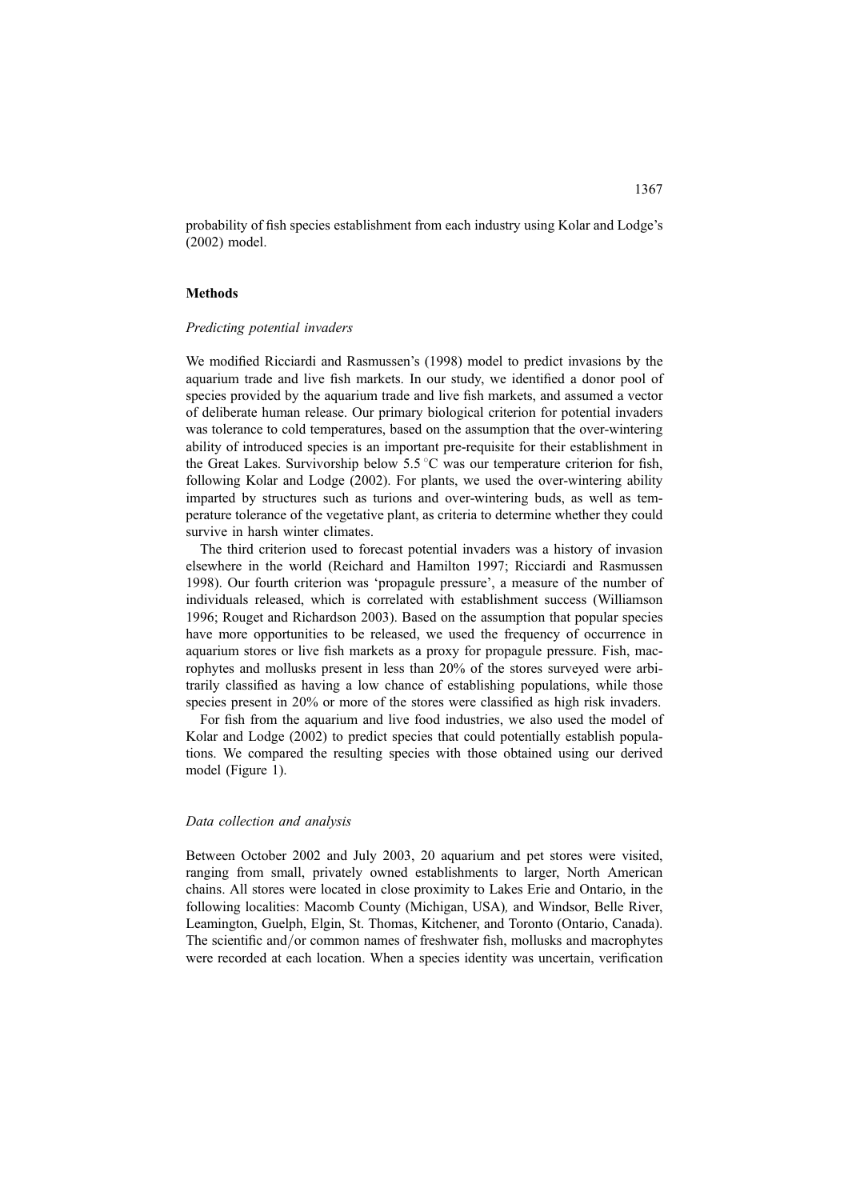probability of fish species establishment from each industry using Kolar and Lodge's (2002) model.

## Methods

### *Predicting potential invaders*

We modified Ricciardi and Rasmussen's (1998) model to predict invasions by the aquarium trade and live fish markets. In our study, we identified a donor pool of species provided by the aquarium trade and live fish markets, and assumed a vector of deliberate human release. Our primary biological criterion for potential invaders was tolerance to cold temperatures, based on the assumption that the over-wintering ability of introduced species is an important pre-requisite for their establishment in the Great Lakes. Survivorship below 5.5 °C was our temperature criterion for fish, following Kolar and Lodge (2002). For plants, we used the over-wintering ability imparted by structures such as turions and over-wintering buds, as well as temperature tolerance of the vegetative plant, as criteria to determine whether they could survive in harsh winter climates.

The third criterion used to forecast potential invaders was a history of invasion elsewhere in the world (Reichard and Hamilton 1997; Ricciardi and Rasmussen 1998). Our fourth criterion was 'propagule pressure', a measure of the number of individuals released, which is correlated with establishment success (Williamson 1996; Rouget and Richardson 2003). Based on the assumption that popular species have more opportunities to be released, we used the frequency of occurrence in aquarium stores or live fish markets as a proxy for propagule pressure. Fish, macrophytes and mollusks present in less than 20% of the stores surveyed were arbitrarily classified as having a low chance of establishing populations, while those species present in 20% or more of the stores were classified as high risk invaders.

For fish from the aquarium and live food industries, we also used the model of Kolar and Lodge (2002) to predict species that could potentially establish populations. We compared the resulting species with those obtained using our derived model (Figure 1).

### *Data collection and analysis*

Between October 2002 and July 2003, 20 aquarium and pet stores were visited, ranging from small, privately owned establishments to larger, North American chains. All stores were located in close proximity to Lakes Erie and Ontario, in the following localities: Macomb County (Michigan, USA), and Windsor, Belle River, Leamington, Guelph, Elgin, St. Thomas, Kitchener, and Toronto (Ontario, Canada). The scientific and/or common names of freshwater fish, mollusks and macrophytes were recorded at each location. When a species identity was uncertain, verification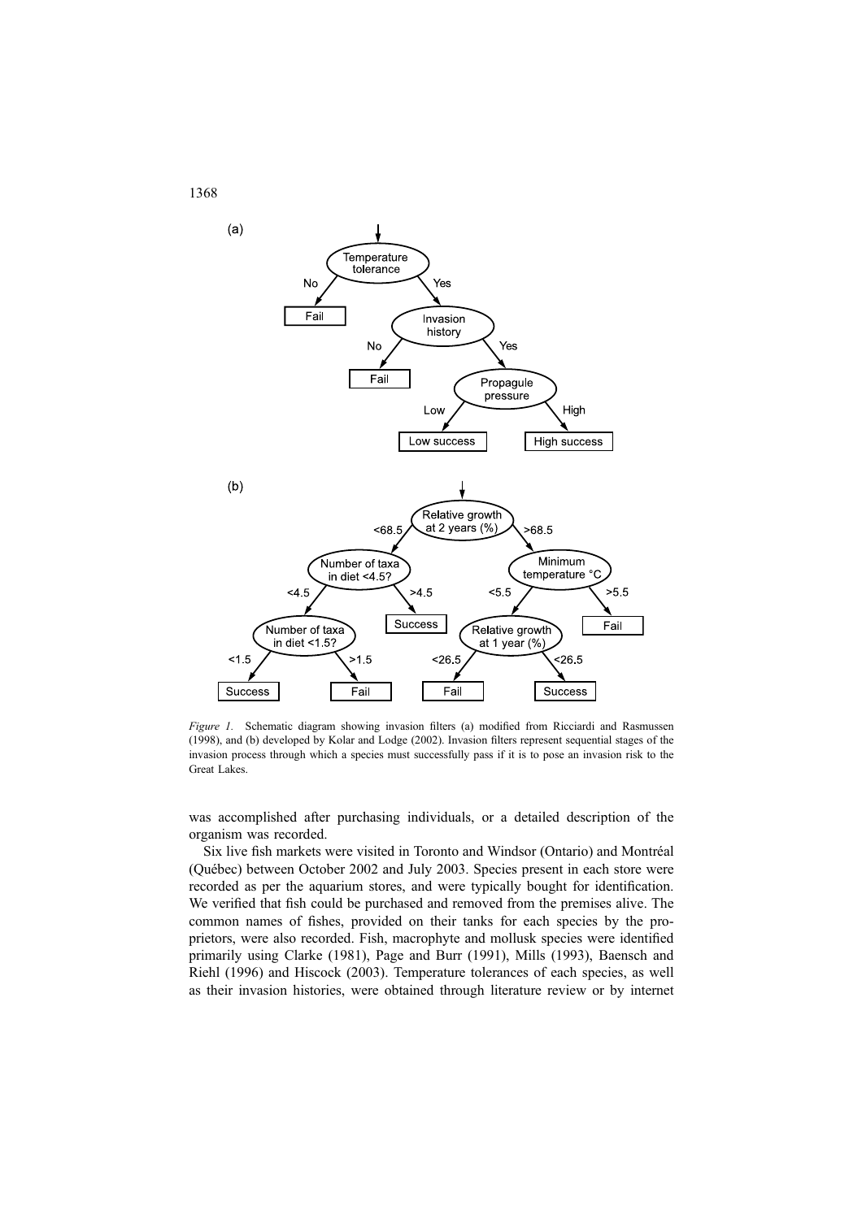*Figure 1.* Schematic diagram showing invasion filters (a) modified from Ricciardi and Rasmussen (1998), and (b) developed by Kolar and Lodge (2002). Invasion filters represent sequential stages of the invasion process through which a species must successfully pass if it is to pose an invasion risk to the Great Lakes.

was accomplished after purchasing individuals, or a detailed description of the organism was recorded.

Six live fish markets were visited in Toronto and Windsor (Ontario) and Montréal (Québec) between October 2002 and July 2003. Species present in each store were recorded as per the aquarium stores, and were typically bought for identification. We verified that fish could be purchased and removed from the premises alive. The common names of fishes, provided on their tanks for each species by the proprietors, were also recorded. Fish, macrophyte and mollusk species were identified primarily using Clarke (1981), Page and Burr (1991), Mills (1993), Baensch and Riehl (1996) and Hiscock (2003). Temperature tolerances of each species, as well as their invasion histories, were obtained through literature review or by internet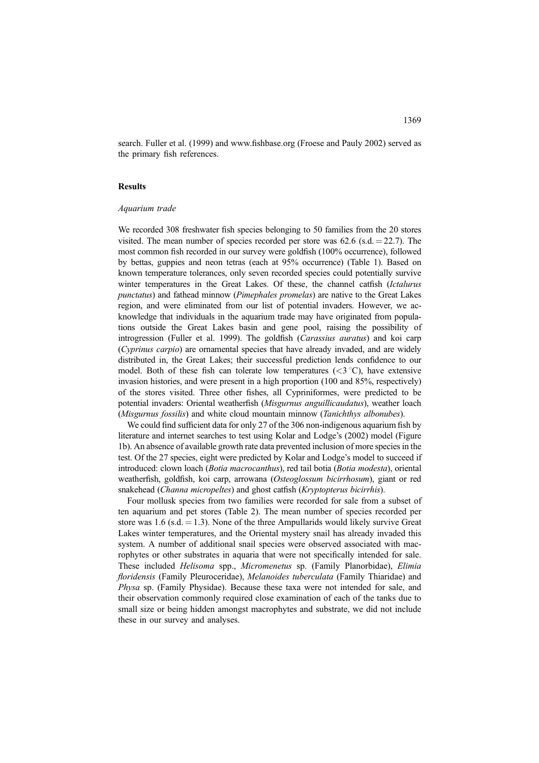search. Fuller et al. (1999) and www.fishbase.org (Froese and Pauly 2002) served as the primary fish references.

## Results

### *Aquarium trade*

We recorded 308 freshwater fish species belonging to 50 families from the 20 stores visited. The mean number of species recorded per store was 62.6 (s.d. = 22.7). The most common fish recorded in our survey were goldfish (100% occurrence), followed by bettas, guppies and neon tetras (each at 95% occurrence) (Table 1). Based on known temperature tolerances, only seven recorded species could potentially survive winter temperatures in the Great Lakes. Of these, the channel catfish (*Ictalurus punctatus*) and fathead minnow (*Pimephales promelas*) are native to the Great Lakes region, and were eliminated from our list of potential invaders. However, we acknowledge that individuals in the aquarium trade may have originated from populations outside the Great Lakes basin and gene pool, raising the possibility of introgression (Fuller et al. 1999). The goldfish (*Carassius auratus*) and koi carp (*Cyprinus carpio*) are ornamental species that have already invaded, and are widely distributed in, the Great Lakes; their successful prediction lends confidence to our model. Both of these fish can tolerate low temperatures (<3 °C), have extensive invasion histories, and were present in a high proportion (100 and 85%, respectively) of the stores visited. Three other fishes, all Cypriniformes, were predicted to be potential invaders: Oriental weatherfish (*Misgurnus anguillicaudatus*), weather loach (*Misgurnus fossilis*) and white cloud mountain minnow (*Tanichthys albonubes*).

We could find sufficient data for only 27 of the 306 non-indigenous aquarium fish by literature and internet searches to test using Kolar and Lodge's (2002) model (Figure 1b). An absence of available growth rate data prevented inclusion of more species in the test. Of the 27 species, eight were predicted by Kolar and Lodge's model to succeed if introduced: clown loach (*Botia macrocanthus*), red tail botia (*Botia modesta*), oriental weatherfish, goldfish, koi carp, arrowana (*Osteoglossum bicirrhosum*), giant or red snakehead (*Channa micropeltes*) and ghost catfish (*Kryptopterus bicirrhis*).

Four mollusk species from two families were recorded for sale from a subset of ten aquarium and pet stores (Table 2). The mean number of species recorded per store was 1.6 (s.d. = 1.3). None of the three Ampullarids would likely survive Great Lakes winter temperatures, and the Oriental mystery snail has already invaded this system. A number of additional snail species were observed associated with macrophytes or other substrates in aquaria that were not specifically intended for sale. These included *Helisoma* spp., *Micromenetus* sp. (Family Planorbidae), *Elimia floridensis* (Family Pleuroceridae), *Melanoides tuberculata* (Family Thiaridae) and *Physa* sp. (Family Physidae). Because these taxa were not intended for sale, and their observation commonly required close examination of each of the tanks due to small size or being hidden amongst macrophytes and substrate, we did not include these in our survey and analyses.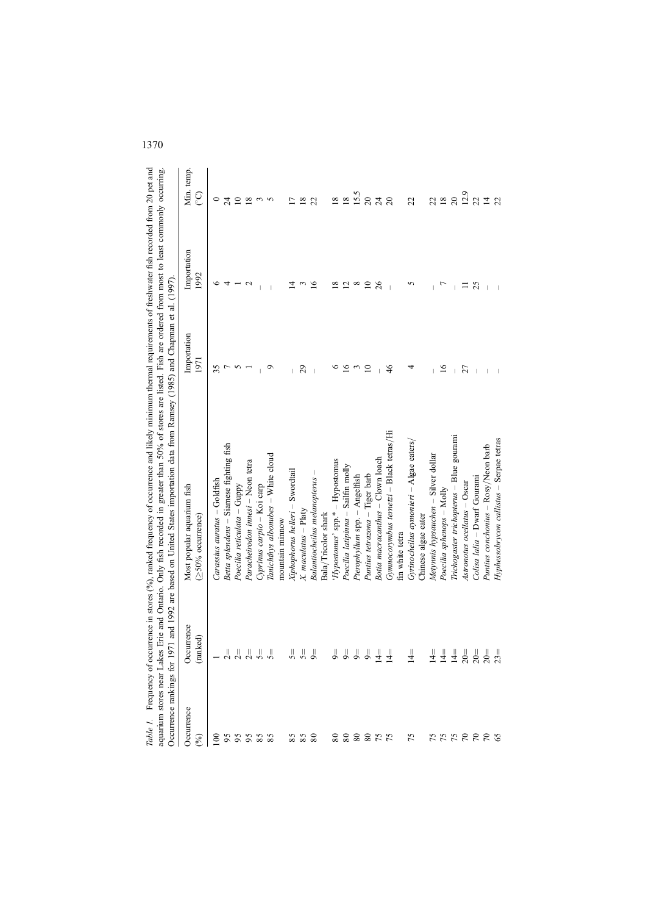*Table 1.* Frequency of occurrence in stores (%), ranked frequency of occurrence and likely minimum thermal requirements of freshwater fish recorded from 20 pet and aquarium stores near Lakes Erie and Ontario. Only fish recorded in greater than 50% of stores are listed. Fish are ordered from most to least commonly occurring. Occurrence rankings for 1971 and 1992 are based on United States importation data from Ramsey (1985) and Chapman et al. (1997).

| Occurrence (%) | Occurrence (ranked) | Most popular aquarium fish (≥50% occurrence) | Importation 1971 | Importation 1992 | Min. temp. (°C) |
|---|---|---|---|---|---|
| 100 | 1 | *Carassius auratus* – Goldfish | 35 | 6 | 0 |
| 95 | 2= | *Betta splendens* – Siamese fighting fish | 7 | 4 | 24 |
| 95 | 2= | *Poecilia reticulata* – Guppy | 5 | 1 | 10 |
| 95 | 2= | *Paracheirodon innesi* – Neon tetra | 1 | 2 | 18 |
| 85 | 5= | *Cyprinus carpio* – Koi carp | – | – | 3 |
| 85 | 5= | *Tanichthys albonubes* – White cloud mountain minnow | 9 | – | 5 |
| 85 | 5= | *Xiphophorus helleri* – Swordtail | – | 14 | 17 |
| 85 | 5= | *X. maculatus* – Platy | 29 | 3 | 18 |
| 80 | 9= | *Balantiocheilus melanopterus* – Bala/Tricolor shark | – | 16 | 22 |
| 80 | 9= | '*Hypostomus*' spp.* – Hypostomus | 6 | 18 | 18 |
| 80 | 9= | *Poecilia latipinna* – Sailfin molly | 16 | 12 | 18 |
| 80 | 9= | *Pterophyllum* spp. – Angelfish | 3 | 8 | 15.5 |
| 80 | 9= | *Puntius tetrazona* – Tiger barb | 10 | 10 | 20 |
| 75 | 14= | *Botia macracanthus* – Clown loach | – | 26 | 24 |
| 75 | 14= | *Gymnocorymbus ternetzi* – Black tetras/Hi fin white tetra | 46 | – | 20 |
| 75 | 14= | *Gyrinocheilus aymonieri* – Algae eaters/Chinese algae eater | 4 | 5 | 22 |
| 75 | 14= | *Metynnis hypsauchen* – Silver dollar | – | – | 22 |
| 75 | 14= | *Poecilia sphenops* – Molly | 16 | 7 | 18 |
| 75 | 14= | *Trichogaster trichopterus* – Blue gourami | – | – | 20 |
| 70 | 20= | *Astronotus ocellatus* – Oscar | 27 | 11 | 12.9 |
| 70 | 20= | *Colisa lalia* – Dwarf Gourami | – | 25 | 22 |
| 70 | 20= | *Puntius conchonius* – Rosy/Neon barb | – | – | 14 |
| 65 | 23= | *Hyphessobrycon callistus* – Serpae tetras | – | – | 22 |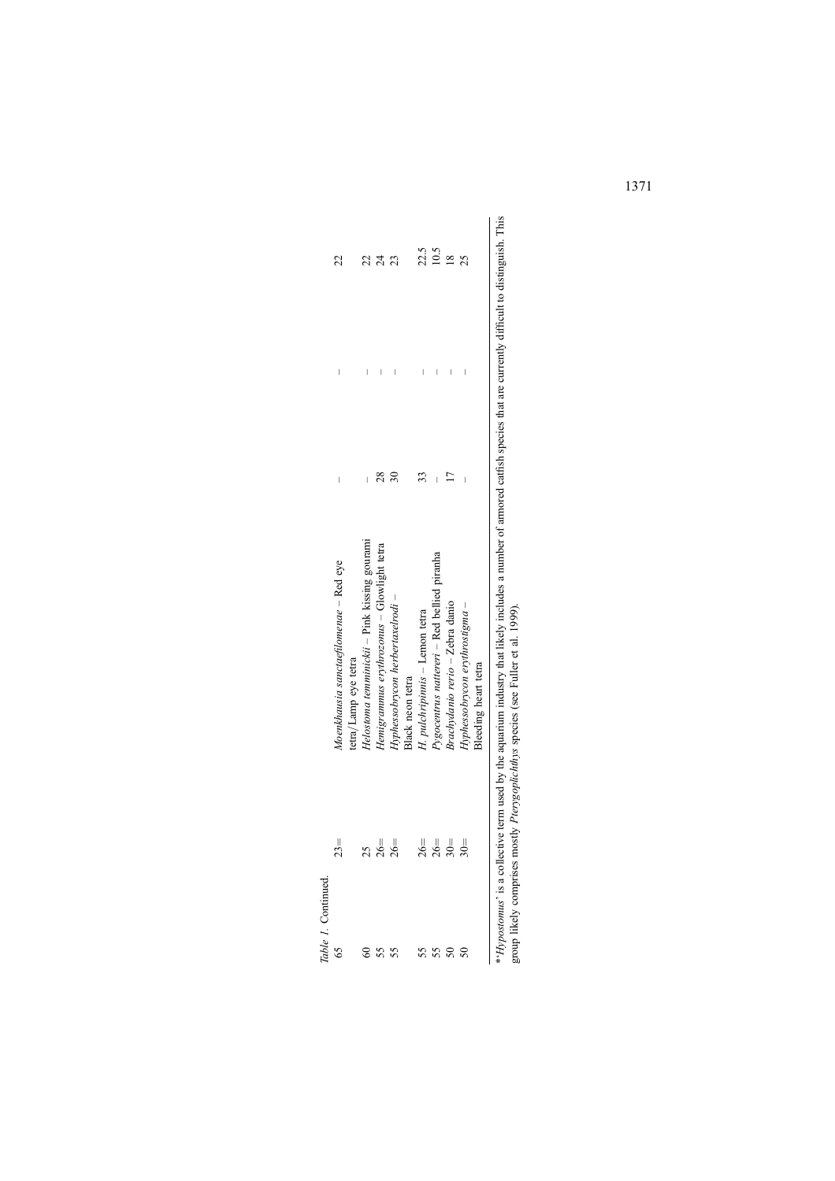*Table 1.* Continued.

| | | | | | |
|---|---|---|---|---|---|
| 65 | 23= | *Moenkhausia sanctaefilomenae* – Red eye tetra/Lamp eye tetra | – | – | 22 |
| 60 | 25 | *Helostoma temminckii* – Pink kissing gourami | – | – | 22 |
| 55 | 26= | *Hemigrammus erythrozonus* – Glowlight tetra | 28 | – | 24 |
| 55 | 26= | *Hyphessobrycon herbertaxelrodi* – Black neon tetra | 30 | – | 23 |
| 55 | 26= | *H. pulchripinnis* – Lemon tetra | 33 | – | 22.5 |
| 55 | 26= | *Pygocentrus nattereri* – Red bellied piranha | – | – | 10.5 |
| 50 | 30= | *Brachydanio rerio* – Zebra danio | 17 | – | 18 |
| 50 | 30= | *Hyphessobrycon erythrostigma* – Bleeding heart tetra | – | – | 25 |

*'*Hypostomus*' is a collective term used by the aquarium industry that likely includes a number of armored catfish species that are currently difficult to distinguish. This group likely comprises mostly *Pterygoplichthys* species (see Fuller et al. 1999).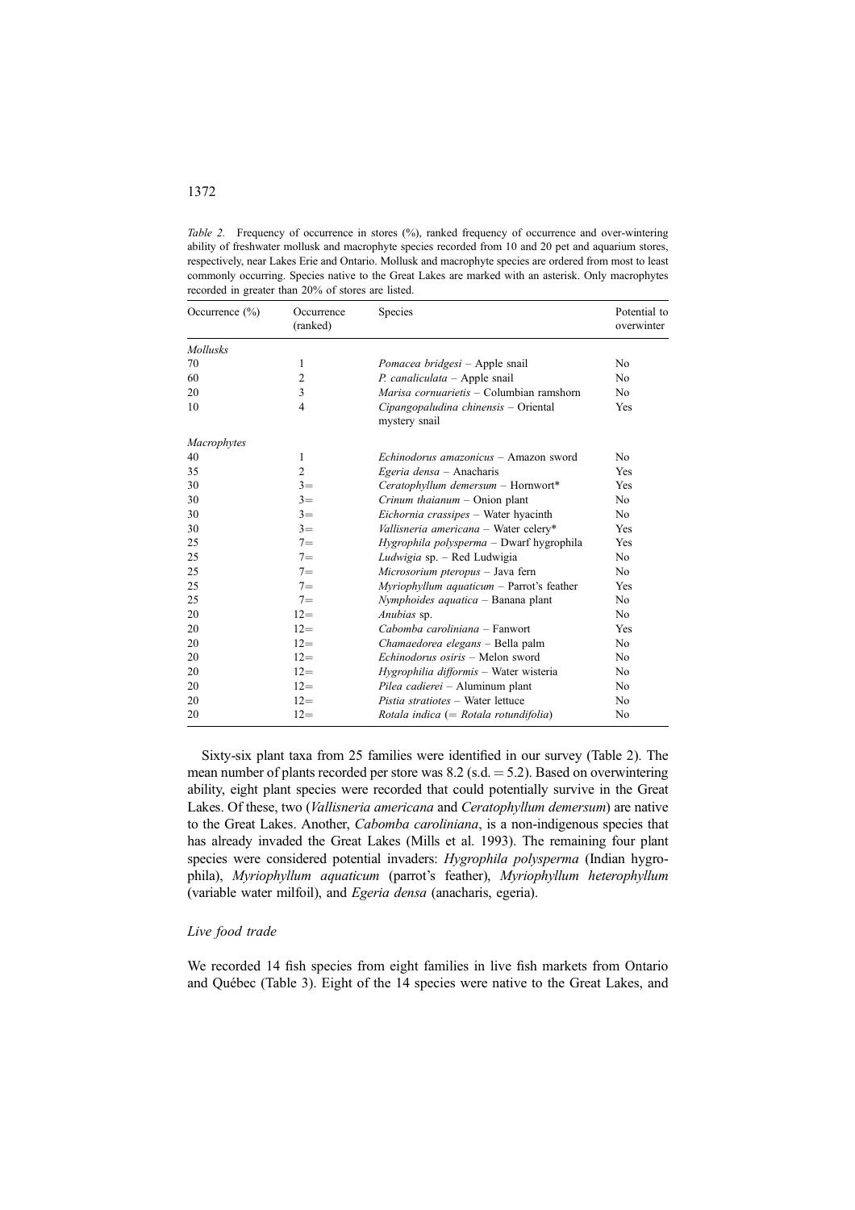*Table 2.* Frequency of occurrence in stores (%), ranked frequency of occurrence and over-wintering ability of freshwater mollusk and macrophyte species recorded from 10 and 20 pet and aquarium stores, respectively, near Lakes Erie and Ontario. Mollusk and macrophyte species are ordered from most to least commonly occurring. Species native to the Great Lakes are marked with an asterisk. Only macrophytes recorded in greater than 20% of stores are listed.

| Occurrence (%) | Occurrence (ranked) | Species | Potential to overwinter |
|---|---|---|---|
| *Mollusks* | | | |
| 70 | 1 | *Pomacea bridgesi* – Apple snail | No |
| 60 | 2 | *P. canaliculata* – Apple snail | No |
| 20 | 3 | *Marisa cornuarietis* – Columbian ramshorn | No |
| 10 | 4 | *Cipangopaludina chinensis* – Oriental mystery snail | Yes |
| *Macrophytes* | | | |
| 40 | 1 | *Echinodorus amazonicus* – Amazon sword | No |
| 35 | 2 | *Egeria densa* – Anacharis | Yes |
| 30 | 3= | *Ceratophyllum demersum* – Hornwort* | Yes |
| 30 | 3= | *Crinum thaianum* – Onion plant | No |
| 30 | 3= | *Eichornia crassipes* – Water hyacinth | No |
| 30 | 3= | *Vallisneria americana* – Water celery* | Yes |
| 25 | 7= | *Hygrophila polysperma* – Dwarf hygrophila | Yes |
| 25 | 7= | *Ludwigia* sp. – Red Ludwigia | No |
| 25 | 7= | *Microsorium pteropus* – Java fern | No |
| 25 | 7= | *Myriophyllum aquaticum* – Parrot's feather | Yes |
| 25 | 7= | *Nymphoides aquatica* – Banana plant | No |
| 20 | 12= | *Anubias* sp. | No |
| 20 | 12= | *Cabomba caroliniana* – Fanwort | Yes |
| 20 | 12= | *Chamaedorea elegans* – Bella palm | No |
| 20 | 12= | *Echinodorus osiris* – Melon sword | No |
| 20 | 12= | *Hygrophilia difformis* – Water wisteria | No |
| 20 | 12= | *Pilea cadierei* – Aluminum plant | No |
| 20 | 12= | *Pistia stratiotes* – Water lettuce | No |
| 20 | 12= | *Rotala indica* (= *Rotala rotundifolia*) | No |

Sixty-six plant taxa from 25 families were identified in our survey (Table 2). The mean number of plants recorded per store was 8.2 (s.d. = 5.2). Based on overwintering ability, eight plant species were recorded that could potentially survive in the Great Lakes. Of these, two (*Vallisneria americana* and *Ceratophyllum demersum*) are native to the Great Lakes. Another, *Cabomba caroliniana*, is a non-indigenous species that has already invaded the Great Lakes (Mills et al. 1993). The remaining four plant species were considered potential invaders: *Hygrophila polysperma* (Indian hygrophila), *Myriophyllum aquaticum* (parrot's feather), *Myriophyllum heterophyllum* (variable water milfoil), and *Egeria densa* (anacharis, egeria).

### *Live food trade*

We recorded 14 fish species from eight families in live fish markets from Ontario and Québec (Table 3). Eight of the 14 species were native to the Great Lakes, and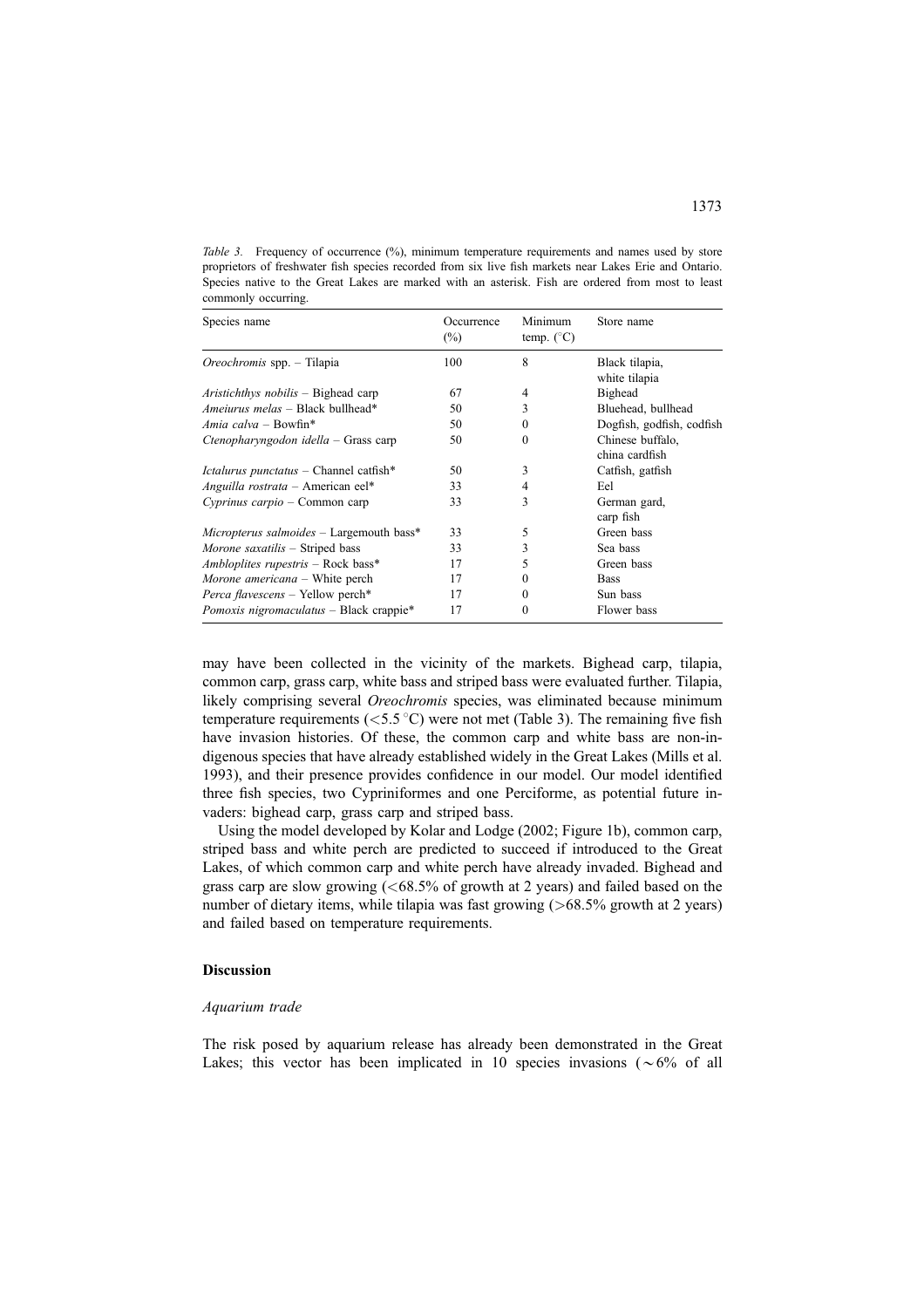*Table 3.* Frequency of occurrence (%), minimum temperature requirements and names used by store proprietors of freshwater fish species recorded from six live fish markets near Lakes Erie and Ontario. Species native to the Great Lakes are marked with an asterisk. Fish are ordered from most to least commonly occurring.

| Species name | Occurrence (%) | Minimum temp. (°C) | Store name |
|---|---|---|---|
| *Oreochromis* spp. – Tilapia | 100 | 8 | Black tilapia, white tilapia |
| *Aristichthys nobilis* – Bighead carp | 67 | 4 | Bighead |
| *Ameiurus melas* – Black bullhead* | 50 | 3 | Bluehead, bullhead |
| *Amia calva* – Bowfin* | 50 | 0 | Dogfish, godfish, codfish |
| *Ctenopharyngodon idella* – Grass carp | 50 | 0 | Chinese buffalo, china cardfish |
| *Ictalurus punctatus* – Channel catfish* | 50 | 3 | Catfish, gatfish |
| *Anguilla rostrata* – American eel* | 33 | 4 | Eel |
| *Cyprinus carpio* – Common carp | 33 | 3 | German gard, carp fish |
| *Micropterus salmoides* – Largemouth bass* | 33 | 5 | Green bass |
| *Morone saxatilis* – Striped bass | 33 | 3 | Sea bass |
| *Ambloplites rupestris* – Rock bass* | 17 | 5 | Green bass |
| *Morone americana* – White perch | 17 | 0 | Bass |
| *Perca flavescens* – Yellow perch* | 17 | 0 | Sun bass |
| *Pomoxis nigromaculatus* – Black crappie* | 17 | 0 | Flower bass |

may have been collected in the vicinity of the markets. Bighead carp, tilapia, common carp, grass carp, white bass and striped bass were evaluated further. Tilapia, likely comprising several *Oreochromis* species, was eliminated because minimum temperature requirements ($<5.5$ °C) were not met (Table 3). The remaining five fish have invasion histories. Of these, the common carp and white bass are non-indigenous species that have already established widely in the Great Lakes (Mills et al. 1993), and their presence provides confidence in our model. Our model identified three fish species, two Cypriniformes and one Perciforme, as potential future invaders: bighead carp, grass carp and striped bass.

Using the model developed by Kolar and Lodge (2002; Figure 1b), common carp, striped bass and white perch are predicted to succeed if introduced to the Great Lakes, of which common carp and white perch have already invaded. Bighead and grass carp are slow growing ($<68.5$% of growth at 2 years) and failed based on the number of dietary items, while tilapia was fast growing ($>68.5$% growth at 2 years) and failed based on temperature requirements.

## Discussion

### *Aquarium trade*

The risk posed by aquarium release has already been demonstrated in the Great Lakes; this vector has been implicated in 10 species invasions ($\sim$6% of all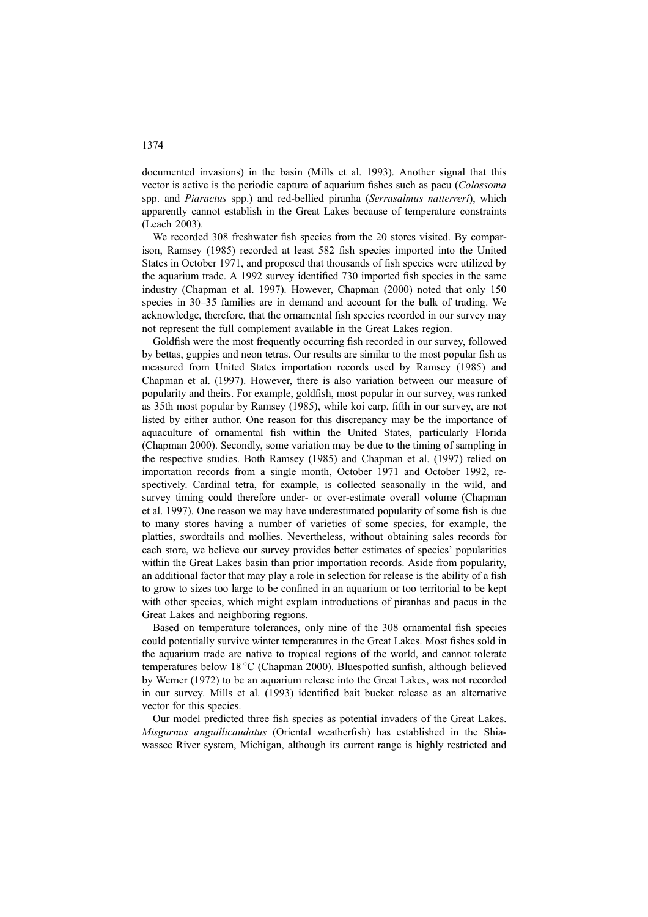documented invasions) in the basin (Mills et al. 1993). Another signal that this vector is active is the periodic capture of aquarium fishes such as pacu (*Colossoma* spp. and *Piaractus* spp.) and red-bellied piranha (*Serrasalmus natterreri*), which apparently cannot establish in the Great Lakes because of temperature constraints (Leach 2003).

We recorded 308 freshwater fish species from the 20 stores visited. By comparison, Ramsey (1985) recorded at least 582 fish species imported into the United States in October 1971, and proposed that thousands of fish species were utilized by the aquarium trade. A 1992 survey identified 730 imported fish species in the same industry (Chapman et al. 1997). However, Chapman (2000) noted that only 150 species in 30–35 families are in demand and account for the bulk of trading. We acknowledge, therefore, that the ornamental fish species recorded in our survey may not represent the full complement available in the Great Lakes region.

Goldfish were the most frequently occurring fish recorded in our survey, followed by bettas, guppies and neon tetras. Our results are similar to the most popular fish as measured from United States importation records used by Ramsey (1985) and Chapman et al. (1997). However, there is also variation between our measure of popularity and theirs. For example, goldfish, most popular in our survey, was ranked as 35th most popular by Ramsey (1985), while koi carp, fifth in our survey, are not listed by either author. One reason for this discrepancy may be the importance of aquaculture of ornamental fish within the United States, particularly Florida (Chapman 2000). Secondly, some variation may be due to the timing of sampling in the respective studies. Both Ramsey (1985) and Chapman et al. (1997) relied on importation records from a single month, October 1971 and October 1992, respectively. Cardinal tetra, for example, is collected seasonally in the wild, and survey timing could therefore under- or over-estimate overall volume (Chapman et al. 1997). One reason we may have underestimated popularity of some fish is due to many stores having a number of varieties of some species, for example, the platties, swordtails and mollies. Nevertheless, without obtaining sales records for each store, we believe our survey provides better estimates of species' popularities within the Great Lakes basin than prior importation records. Aside from popularity, an additional factor that may play a role in selection for release is the ability of a fish to grow to sizes too large to be confined in an aquarium or too territorial to be kept with other species, which might explain introductions of piranhas and pacus in the Great Lakes and neighboring regions.

Based on temperature tolerances, only nine of the 308 ornamental fish species could potentially survive winter temperatures in the Great Lakes. Most fishes sold in the aquarium trade are native to tropical regions of the world, and cannot tolerate temperatures below 18 °C (Chapman 2000). Bluespotted sunfish, although believed by Werner (1972) to be an aquarium release into the Great Lakes, was not recorded in our survey. Mills et al. (1993) identified bait bucket release as an alternative vector for this species.

Our model predicted three fish species as potential invaders of the Great Lakes. *Misgurnus anguillicaudatus* (Oriental weatherfish) has established in the Shiawassee River system, Michigan, although its current range is highly restricted and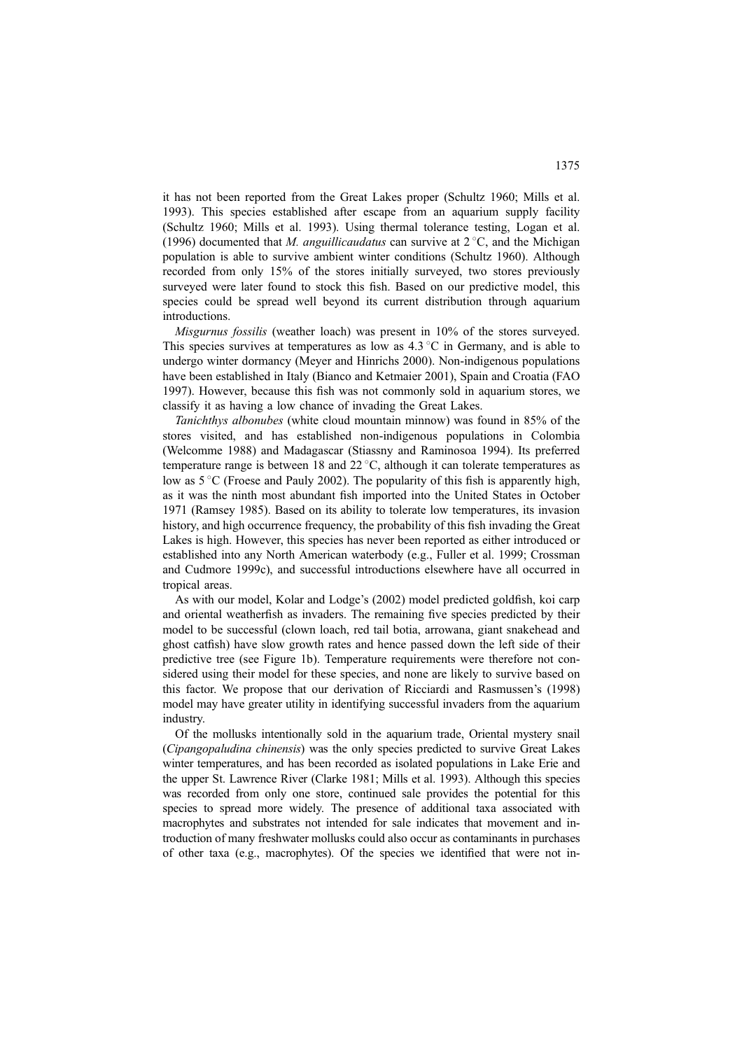it has not been reported from the Great Lakes proper (Schultz 1960; Mills et al. 1993). This species established after escape from an aquarium supply facility (Schultz 1960; Mills et al. 1993). Using thermal tolerance testing, Logan et al. (1996) documented that *M. anguillicaudatus* can survive at 2 °C, and the Michigan population is able to survive ambient winter conditions (Schultz 1960). Although recorded from only 15% of the stores initially surveyed, two stores previously surveyed were later found to stock this fish. Based on our predictive model, this species could be spread well beyond its current distribution through aquarium introductions.

*Misgurnus fossilis* (weather loach) was present in 10% of the stores surveyed. This species survives at temperatures as low as 4.3 °C in Germany, and is able to undergo winter dormancy (Meyer and Hinrichs 2000). Non-indigenous populations have been established in Italy (Bianco and Ketmaier 2001), Spain and Croatia (FAO 1997). However, because this fish was not commonly sold in aquarium stores, we classify it as having a low chance of invading the Great Lakes.

*Tanichthys albonubes* (white cloud mountain minnow) was found in 85% of the stores visited, and has established non-indigenous populations in Colombia (Welcomme 1988) and Madagascar (Stiassny and Raminosoa 1994). Its preferred temperature range is between 18 and 22 °C, although it can tolerate temperatures as low as 5 °C (Froese and Pauly 2002). The popularity of this fish is apparently high, as it was the ninth most abundant fish imported into the United States in October 1971 (Ramsey 1985). Based on its ability to tolerate low temperatures, its invasion history, and high occurrence frequency, the probability of this fish invading the Great Lakes is high. However, this species has never been reported as either introduced or established into any North American waterbody (e.g., Fuller et al. 1999; Crossman and Cudmore 1999c), and successful introductions elsewhere have all occurred in tropical areas.

As with our model, Kolar and Lodge's (2002) model predicted goldfish, koi carp and oriental weatherfish as invaders. The remaining five species predicted by their model to be successful (clown loach, red tail botia, arrowana, giant snakehead and ghost catfish) have slow growth rates and hence passed down the left side of their predictive tree (see Figure 1b). Temperature requirements were therefore not considered using their model for these species, and none are likely to survive based on this factor. We propose that our derivation of Ricciardi and Rasmussen's (1998) model may have greater utility in identifying successful invaders from the aquarium industry.

Of the mollusks intentionally sold in the aquarium trade, Oriental mystery snail (*Cipangopaludina chinensis*) was the only species predicted to survive Great Lakes winter temperatures, and has been recorded as isolated populations in Lake Erie and the upper St. Lawrence River (Clarke 1981; Mills et al. 1993). Although this species was recorded from only one store, continued sale provides the potential for this species to spread more widely. The presence of additional taxa associated with macrophytes and substrates not intended for sale indicates that movement and introduction of many freshwater mollusks could also occur as contaminants in purchases of other taxa (e.g., macrophytes). Of the species we identified that were not in-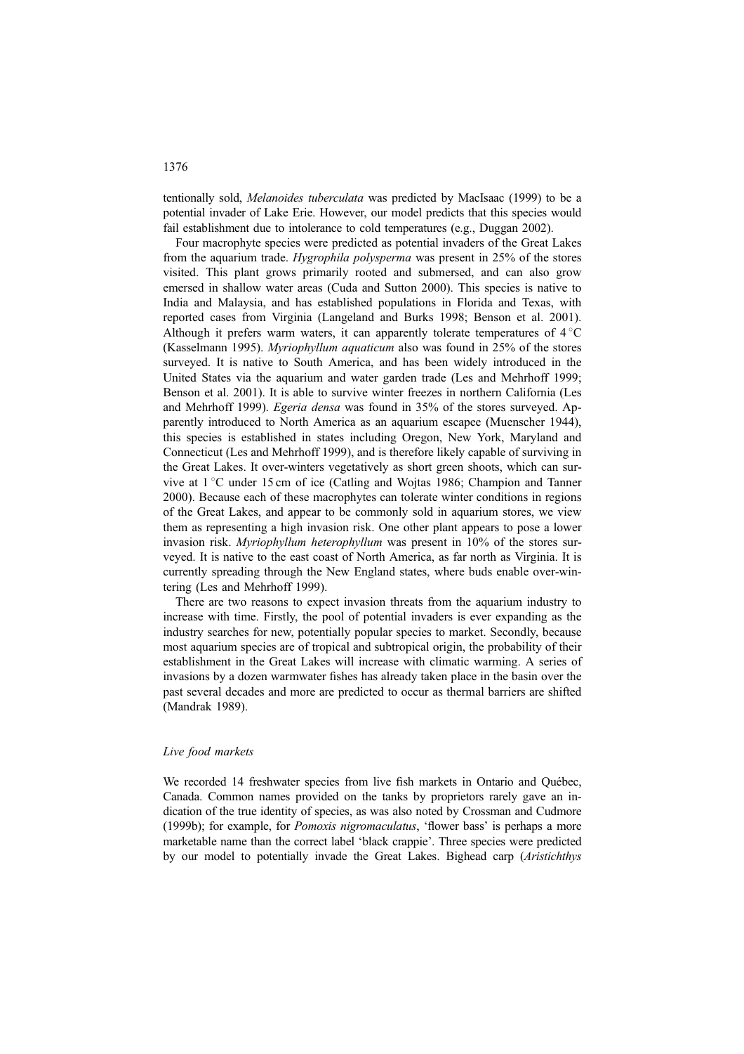tentionally sold, *Melanoides tuberculata* was predicted by MacIsaac (1999) to be a potential invader of Lake Erie. However, our model predicts that this species would fail establishment due to intolerance to cold temperatures (e.g., Duggan 2002).

Four macrophyte species were predicted as potential invaders of the Great Lakes from the aquarium trade. *Hygrophila polysperma* was present in 25% of the stores visited. This plant grows primarily rooted and submersed, and can also grow emersed in shallow water areas (Cuda and Sutton 2000). This species is native to India and Malaysia, and has established populations in Florida and Texas, with reported cases from Virginia (Langeland and Burks 1998; Benson et al. 2001). Although it prefers warm waters, it can apparently tolerate temperatures of 4 °C (Kasselmann 1995). *Myriophyllum aquaticum* also was found in 25% of the stores surveyed. It is native to South America, and has been widely introduced in the United States via the aquarium and water garden trade (Les and Mehrhoff 1999; Benson et al. 2001). It is able to survive winter freezes in northern California (Les and Mehrhoff 1999). *Egeria densa* was found in 35% of the stores surveyed. Apparently introduced to North America as an aquarium escapee (Muenscher 1944), this species is established in states including Oregon, New York, Maryland and Connecticut (Les and Mehrhoff 1999), and is therefore likely capable of surviving in the Great Lakes. It over-winters vegetatively as short green shoots, which can survive at 1 °C under 15 cm of ice (Catling and Wojtas 1986; Champion and Tanner 2000). Because each of these macrophytes can tolerate winter conditions in regions of the Great Lakes, and appear to be commonly sold in aquarium stores, we view them as representing a high invasion risk. One other plant appears to pose a lower invasion risk. *Myriophyllum heterophyllum* was present in 10% of the stores surveyed. It is native to the east coast of North America, as far north as Virginia. It is currently spreading through the New England states, where buds enable over-wintering (Les and Mehrhoff 1999).

There are two reasons to expect invasion threats from the aquarium industry to increase with time. Firstly, the pool of potential invaders is ever expanding as the industry searches for new, potentially popular species to market. Secondly, because most aquarium species are of tropical and subtropical origin, the probability of their establishment in the Great Lakes will increase with climatic warming. A series of invasions by a dozen warmwater fishes has already taken place in the basin over the past several decades and more are predicted to occur as thermal barriers are shifted (Mandrak 1989).

### *Live food markets*

We recorded 14 freshwater species from live fish markets in Ontario and Québec, Canada. Common names provided on the tanks by proprietors rarely gave an indication of the true identity of species, as was also noted by Crossman and Cudmore (1999b); for example, for *Pomoxis nigromaculatus*, 'flower bass' is perhaps a more marketable name than the correct label 'black crappie'. Three species were predicted by our model to potentially invade the Great Lakes. Bighead carp (*Aristichthys*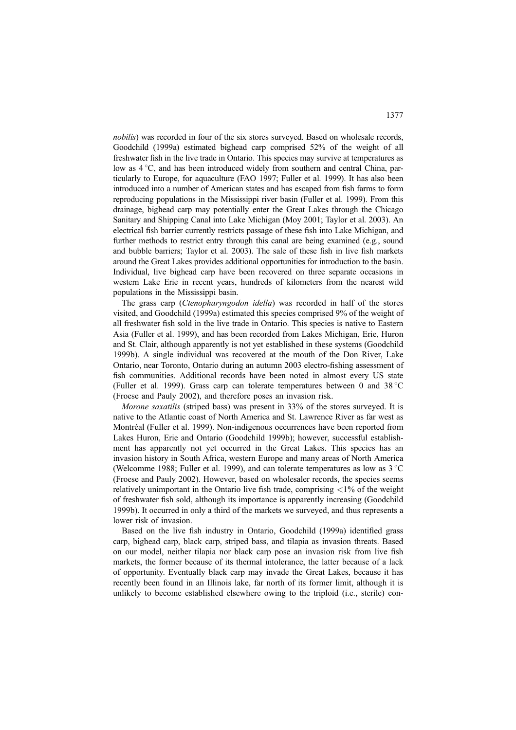*nobilis*) was recorded in four of the six stores surveyed. Based on wholesale records, Goodchild (1999a) estimated bighead carp comprised 52% of the weight of all freshwater fish in the live trade in Ontario. This species may survive at temperatures as low as 4 °C, and has been introduced widely from southern and central China, particularly to Europe, for aquaculture (FAO 1997; Fuller et al. 1999). It has also been introduced into a number of American states and has escaped from fish farms to form reproducing populations in the Mississippi river basin (Fuller et al. 1999). From this drainage, bighead carp may potentially enter the Great Lakes through the Chicago Sanitary and Shipping Canal into Lake Michigan (Moy 2001; Taylor et al. 2003). An electrical fish barrier currently restricts passage of these fish into Lake Michigan, and further methods to restrict entry through this canal are being examined (e.g., sound and bubble barriers; Taylor et al. 2003). The sale of these fish in live fish markets around the Great Lakes provides additional opportunities for introduction to the basin. Individual, live bighead carp have been recovered on three separate occasions in western Lake Erie in recent years, hundreds of kilometers from the nearest wild populations in the Mississippi basin.

The grass carp (*Ctenopharyngodon idella*) was recorded in half of the stores visited, and Goodchild (1999a) estimated this species comprised 9% of the weight of all freshwater fish sold in the live trade in Ontario. This species is native to Eastern Asia (Fuller et al. 1999), and has been recorded from Lakes Michigan, Erie, Huron and St. Clair, although apparently is not yet established in these systems (Goodchild 1999b). A single individual was recovered at the mouth of the Don River, Lake Ontario, near Toronto, Ontario during an autumn 2003 electro-fishing assessment of fish communities. Additional records have been noted in almost every US state (Fuller et al. 1999). Grass carp can tolerate temperatures between 0 and 38 °C (Froese and Pauly 2002), and therefore poses an invasion risk.

*Morone saxatilis* (striped bass) was present in 33% of the stores surveyed. It is native to the Atlantic coast of North America and St. Lawrence River as far west as Montréal (Fuller et al. 1999). Non-indigenous occurrences have been reported from Lakes Huron, Erie and Ontario (Goodchild 1999b); however, successful establishment has apparently not yet occurred in the Great Lakes. This species has an invasion history in South Africa, western Europe and many areas of North America (Welcomme 1988; Fuller et al. 1999), and can tolerate temperatures as low as 3 °C (Froese and Pauly 2002). However, based on wholesaler records, the species seems relatively unimportant in the Ontario live fish trade, comprising <1% of the weight of freshwater fish sold, although its importance is apparently increasing (Goodchild 1999b). It occurred in only a third of the markets we surveyed, and thus represents a lower risk of invasion.

Based on the live fish industry in Ontario, Goodchild (1999a) identified grass carp, bighead carp, black carp, striped bass, and tilapia as invasion threats. Based on our model, neither tilapia nor black carp pose an invasion risk from live fish markets, the former because of its thermal intolerance, the latter because of a lack of opportunity. Eventually black carp may invade the Great Lakes, because it has recently been found in an Illinois lake, far north of its former limit, although it is unlikely to become established elsewhere owing to the triploid (i.e., sterile) con-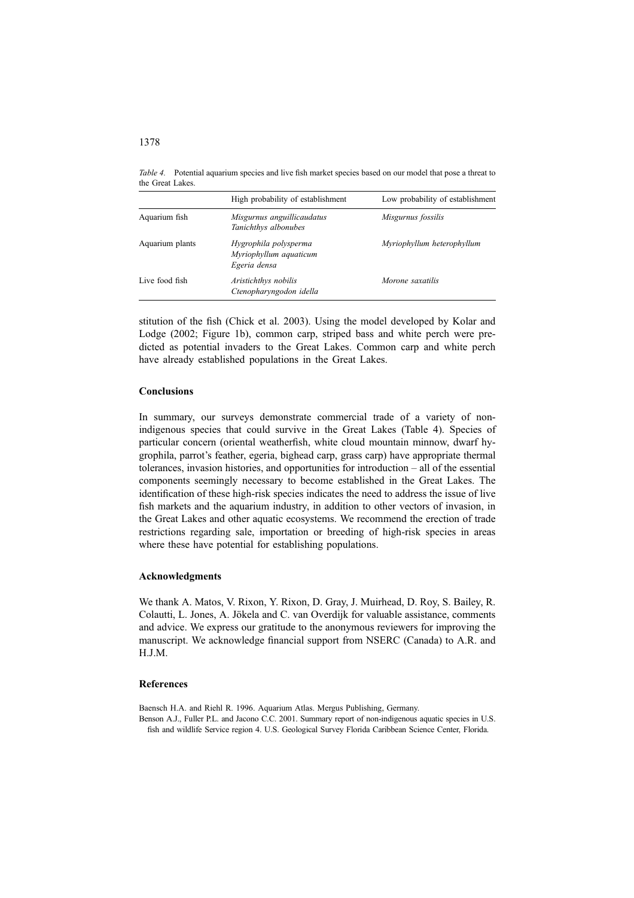*Table 4.* Potential aquarium species and live fish market species based on our model that pose a threat to the Great Lakes.

| | High probability of establishment | Low probability of establishment |
|---|---|---|
| Aquarium fish | *Misgurnus anguillicaudatus*<br>*Tanichthys albonubes* | *Misgurnus fossilis* |
| Aquarium plants | *Hygrophila polysperma*<br>*Myriophyllum aquaticum*<br>*Egeria densa* | *Myriophyllum heterophyllum* |
| Live food fish | *Aristichthys nobilis*<br>*Ctenopharyngodon idella* | *Morone saxatilis* |

stitution of the fish (Chick et al. 2003). Using the model developed by Kolar and Lodge (2002; Figure 1b), common carp, striped bass and white perch were predicted as potential invaders to the Great Lakes. Common carp and white perch have already established populations in the Great Lakes.

## Conclusions

In summary, our surveys demonstrate commercial trade of a variety of non-indigenous species that could survive in the Great Lakes (Table 4). Species of particular concern (oriental weatherfish, white cloud mountain minnow, dwarf hygrophila, parrot's feather, egeria, bighead carp, grass carp) have appropriate thermal tolerances, invasion histories, and opportunities for introduction – all of the essential components seemingly necessary to become established in the Great Lakes. The identification of these high-risk species indicates the need to address the issue of live fish markets and the aquarium industry, in addition to other vectors of invasion, in the Great Lakes and other aquatic ecosystems. We recommend the erection of trade restrictions regarding sale, importation or breeding of high-risk species in areas where these have potential for establishing populations.

## Acknowledgments

We thank A. Matos, V. Rixon, Y. Rixon, D. Gray, J. Muirhead, D. Roy, S. Bailey, R. Colautti, L. Jones, A. Jökela and C. van Overdijk for valuable assistance, comments and advice. We express our gratitude to the anonymous reviewers for improving the manuscript. We acknowledge financial support from NSERC (Canada) to A.R. and H.J.M.

## References

Baensch H.A. and Riehl R. 1996. Aquarium Atlas. Mergus Publishing, Germany.

Benson A.J., Fuller P.L. and Jacono C.C. 2001. Summary report of non-indigenous aquatic species in U.S. fish and wildlife Service region 4. U.S. Geological Survey Florida Caribbean Science Center, Florida.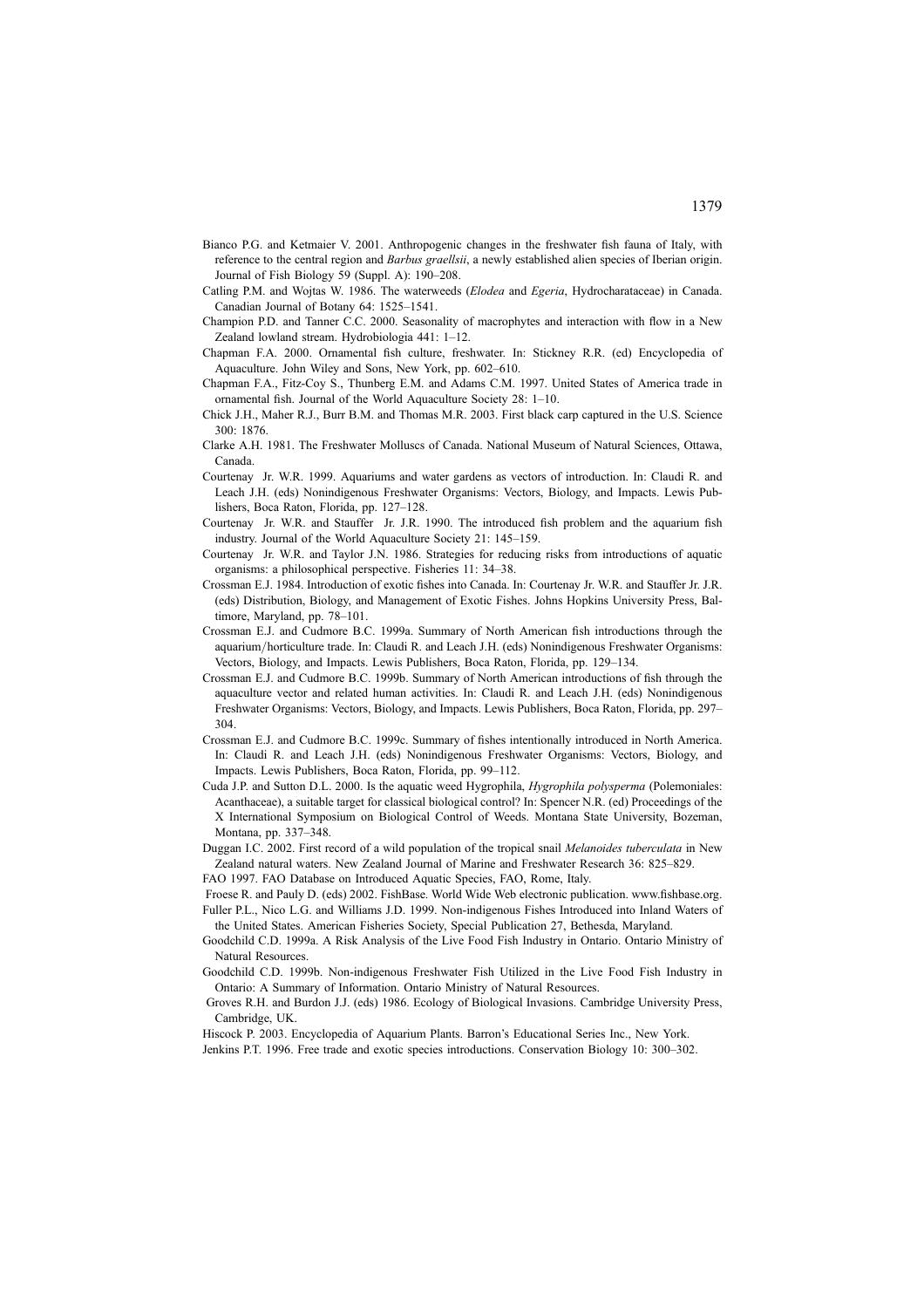Bianco P.G. and Ketmaier V. 2001. Anthropogenic changes in the freshwater fish fauna of Italy, with reference to the central region and *Barbus graellsii*, a newly established alien species of Iberian origin. Journal of Fish Biology 59 (Suppl. A): 190–208.

Catling P.M. and Wojtas W. 1986. The waterweeds (*Elodea* and *Egeria*, Hydrocharataceae) in Canada. Canadian Journal of Botany 64: 1525–1541.

Champion P.D. and Tanner C.C. 2000. Seasonality of macrophytes and interaction with flow in a New Zealand lowland stream. Hydrobiologia 441: 1–12.

Chapman F.A. 2000. Ornamental fish culture, freshwater. In: Stickney R.R. (ed) Encyclopedia of Aquaculture. John Wiley and Sons, New York, pp. 602–610.

Chapman F.A., Fitz-Coy S., Thunberg E.M. and Adams C.M. 1997. United States of America trade in ornamental fish. Journal of the World Aquaculture Society 28: 1–10.

Chick J.H., Maher R.J., Burr B.M. and Thomas M.R. 2003. First black carp captured in the U.S. Science 300: 1876.

Clarke A.H. 1981. The Freshwater Molluscs of Canada. National Museum of Natural Sciences, Ottawa, Canada.

Courtenay Jr. W.R. 1999. Aquariums and water gardens as vectors of introduction. In: Claudi R. and Leach J.H. (eds) Nonindigenous Freshwater Organisms: Vectors, Biology, and Impacts. Lewis Publishers, Boca Raton, Florida, pp. 127–128.

Courtenay Jr. W.R. and Stauffer Jr. J.R. 1990. The introduced fish problem and the aquarium fish industry. Journal of the World Aquaculture Society 21: 145–159.

Courtenay Jr. W.R. and Taylor J.N. 1986. Strategies for reducing risks from introductions of aquatic organisms: a philosophical perspective. Fisheries 11: 34–38.

Crossman E.J. 1984. Introduction of exotic fishes into Canada. In: Courtenay Jr. W.R. and Stauffer Jr. J.R. (eds) Distribution, Biology, and Management of Exotic Fishes. Johns Hopkins University Press, Baltimore, Maryland, pp. 78–101.

Crossman E.J. and Cudmore B.C. 1999a. Summary of North American fish introductions through the aquarium/horticulture trade. In: Claudi R. and Leach J.H. (eds) Nonindigenous Freshwater Organisms: Vectors, Biology, and Impacts. Lewis Publishers, Boca Raton, Florida, pp. 129–134.

Crossman E.J. and Cudmore B.C. 1999b. Summary of North American introductions of fish through the aquaculture vector and related human activities. In: Claudi R. and Leach J.H. (eds) Nonindigenous Freshwater Organisms: Vectors, Biology, and Impacts. Lewis Publishers, Boca Raton, Florida, pp. 297–304.

Crossman E.J. and Cudmore B.C. 1999c. Summary of fishes intentionally introduced in North America. In: Claudi R. and Leach J.H. (eds) Nonindigenous Freshwater Organisms: Vectors, Biology, and Impacts. Lewis Publishers, Boca Raton, Florida, pp. 99–112.

Cuda J.P. and Sutton D.L. 2000. Is the aquatic weed Hygrophila, *Hygrophila polysperma* (Polemoniales: Acanthaceae), a suitable target for classical biological control? In: Spencer N.R. (ed) Proceedings of the X International Symposium on Biological Control of Weeds. Montana State University, Bozeman, Montana, pp. 337–348.

Duggan I.C. 2002. First record of a wild population of the tropical snail *Melanoides tuberculata* in New Zealand natural waters. New Zealand Journal of Marine and Freshwater Research 36: 825–829.

FAO 1997. FAO Database on Introduced Aquatic Species, FAO, Rome, Italy.

Froese R. and Pauly D. (eds) 2002. FishBase. World Wide Web electronic publication. www.fishbase.org.

Fuller P.L., Nico L.G. and Williams J.D. 1999. Non-indigenous Fishes Introduced into Inland Waters of the United States. American Fisheries Society, Special Publication 27, Bethesda, Maryland.

Goodchild C.D. 1999a. A Risk Analysis of the Live Food Fish Industry in Ontario. Ontario Ministry of Natural Resources.

Goodchild C.D. 1999b. Non-indigenous Freshwater Fish Utilized in the Live Food Fish Industry in Ontario: A Summary of Information. Ontario Ministry of Natural Resources.

Groves R.H. and Burdon J.J. (eds) 1986. Ecology of Biological Invasions. Cambridge University Press, Cambridge, UK.

Hiscock P. 2003. Encyclopedia of Aquarium Plants. Barron's Educational Series Inc., New York.

Jenkins P.T. 1996. Free trade and exotic species introductions. Conservation Biology 10: 300–302.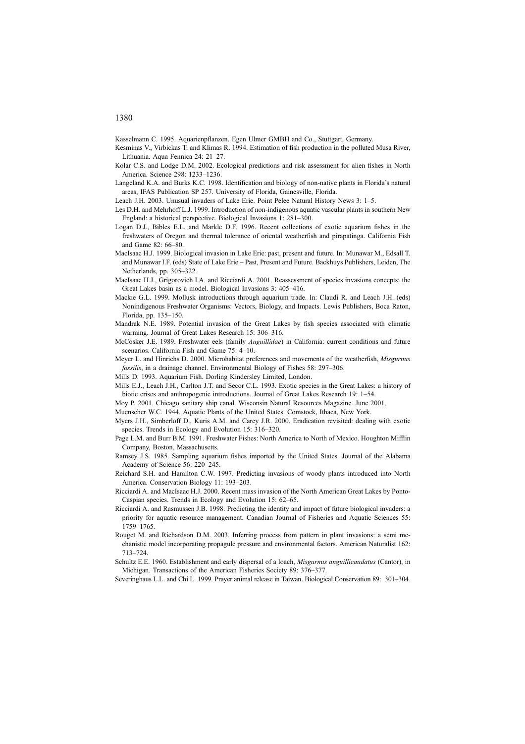Kasselmann C. 1995. Aquarienpflanzen. Egen Ulmer GMBH and Co., Stuttgart, Germany.

Kesminas V., Virbickas T. and Klimas R. 1994. Estimation of fish production in the polluted Musa River, Lithuania. Aqua Fennica 24: 21–27.

Kolar C.S. and Lodge D.M. 2002. Ecological predictions and risk assessment for alien fishes in North America. Science 298: 1233–1236.

Langeland K.A. and Burks K.C. 1998. Identification and biology of non-native plants in Florida's natural areas, IFAS Publication SP 257. University of Florida, Gainesville, Florida.

Leach J.H. 2003. Unusual invaders of Lake Erie. Point Pelee Natural History News 3: 1–5.

Les D.H. and Mehrhoff L.J. 1999. Introduction of non-indigenous aquatic vascular plants in southern New England: a historical perspective. Biological Invasions 1: 281–300.

Logan D.J., Bibles E.L. and Markle D.F. 1996. Recent collections of exotic aquarium fishes in the freshwaters of Oregon and thermal tolerance of oriental weatherfish and pirapatinga. California Fish and Game 82: 66–80.

MacIsaac H.J. 1999. Biological invasion in Lake Erie: past, present and future. In: Munawar M., Edsall T. and Munawar I.F. (eds) State of Lake Erie – Past, Present and Future. Backhuys Publishers, Leiden, The Netherlands, pp. 305–322.

MacIsaac H.J., Grigorovich I.A. and Ricciardi A. 2001. Reassessment of species invasions concepts: the Great Lakes basin as a model. Biological Invasions 3: 405–416.

Mackie G.L. 1999. Mollusk introductions through aquarium trade. In: Claudi R. and Leach J.H. (eds) Nonindigenous Freshwater Organisms: Vectors, Biology, and Impacts. Lewis Publishers, Boca Raton, Florida, pp. 135–150.

Mandrak N.E. 1989. Potential invasion of the Great Lakes by fish species associated with climatic warming. Journal of Great Lakes Research 15: 306–316.

McCosker J.E. 1989. Freshwater eels (family *Anguillidae*) in California: current conditions and future scenarios. California Fish and Game 75: 4–10.

Meyer L. and Hinrichs D. 2000. Microhabitat preferences and movements of the weatherfish, *Misgurnus fossilis*, in a drainage channel. Environmental Biology of Fishes 58: 297–306.

Mills D. 1993. Aquarium Fish. Dorling Kindersley Limited, London.

Mills E.J., Leach J.H., Carlton J.T. and Secor C.L. 1993. Exotic species in the Great Lakes: a history of biotic crises and anthropogenic introductions. Journal of Great Lakes Research 19: 1–54.

Moy P. 2001. Chicago sanitary ship canal. Wisconsin Natural Resources Magazine. June 2001.

Muenscher W.C. 1944. Aquatic Plants of the United States. Comstock, Ithaca, New York.

Myers J.H., Simberloff D., Kuris A.M. and Carey J.R. 2000. Eradication revisited: dealing with exotic species. Trends in Ecology and Evolution 15: 316–320.

Page L.M. and Burr B.M. 1991. Freshwater Fishes: North America to North of Mexico. Houghton Mifflin Company, Boston, Massachusetts.

Ramsey J.S. 1985. Sampling aquarium fishes imported by the United States. Journal of the Alabama Academy of Science 56: 220–245.

Reichard S.H. and Hamilton C.W. 1997. Predicting invasions of woody plants introduced into North America. Conservation Biology 11: 193–203.

Ricciardi A. and MacIsaac H.J. 2000. Recent mass invasion of the North American Great Lakes by Ponto-Caspian species. Trends in Ecology and Evolution 15: 62–65.

Ricciardi A. and Rasmussen J.B. 1998. Predicting the identity and impact of future biological invaders: a priority for aquatic resource management. Canadian Journal of Fisheries and Aquatic Sciences 55: 1759–1765.

Rouget M. and Richardson D.M. 2003. Inferring process from pattern in plant invasions: a semi mechanistic model incorporating propagule pressure and environmental factors. American Naturalist 162: 713–724.

Schultz E.E. 1960. Establishment and early dispersal of a loach, *Misgurnus anguillicaudatus* (Cantor), in Michigan. Transactions of the American Fisheries Society 89: 376–377.

Severinghaus L.L. and Chi L. 1999. Prayer animal release in Taiwan. Biological Conservation 89: 301–304.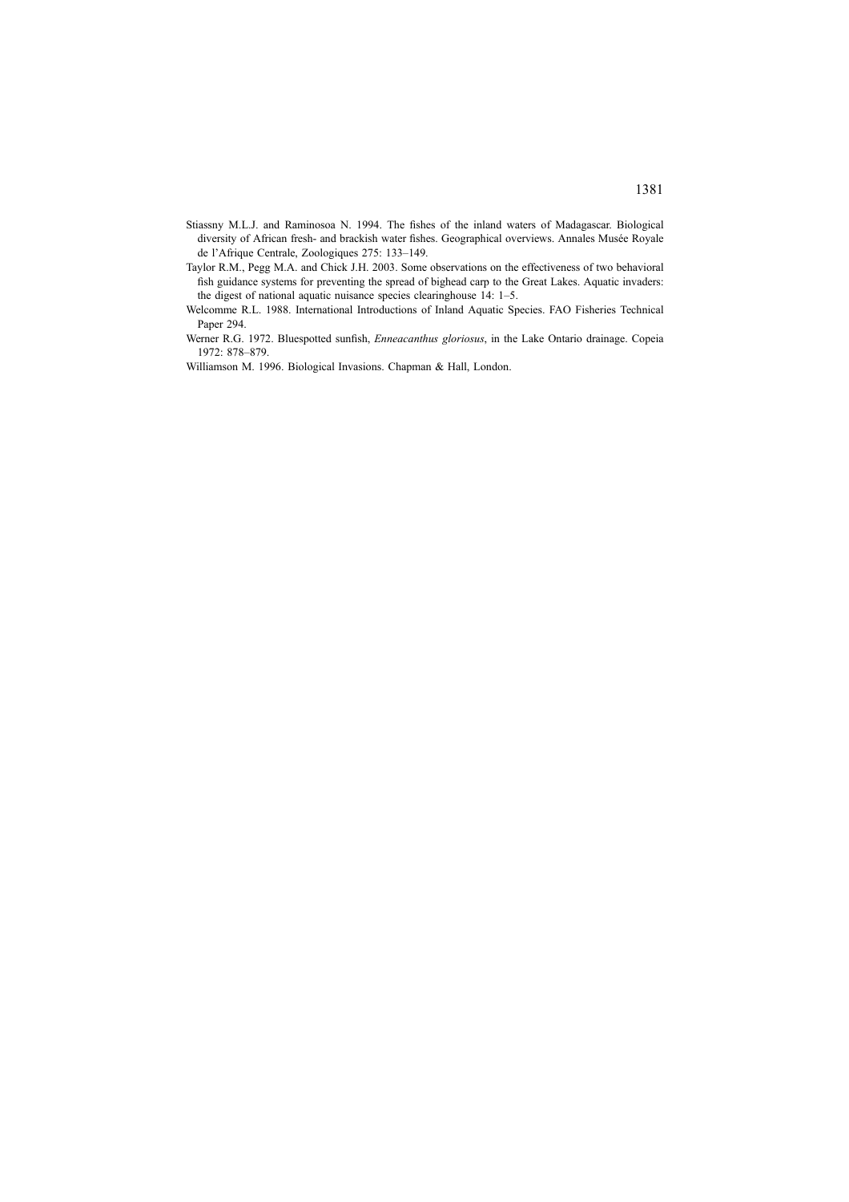Stiassny M.L.J. and Raminosoa N. 1994. The fishes of the inland waters of Madagascar. Biological diversity of African fresh- and brackish water fishes. Geographical overviews. Annales Musée Royale de l'Afrique Centrale, Zoologiques 275: 133–149.

Taylor R.M., Pegg M.A. and Chick J.H. 2003. Some observations on the effectiveness of two behavioral fish guidance systems for preventing the spread of bighead carp to the Great Lakes. Aquatic invaders: the digest of national aquatic nuisance species clearinghouse 14: 1–5.

Welcomme R.L. 1988. International Introductions of Inland Aquatic Species. FAO Fisheries Technical Paper 294.

Werner R.G. 1972. Bluespotted sunfish, *Enneacanthus gloriosus*, in the Lake Ontario drainage. Copeia 1972: 878–879.

Williamson M. 1996. Biological Invasions. Chapman & Hall, London.